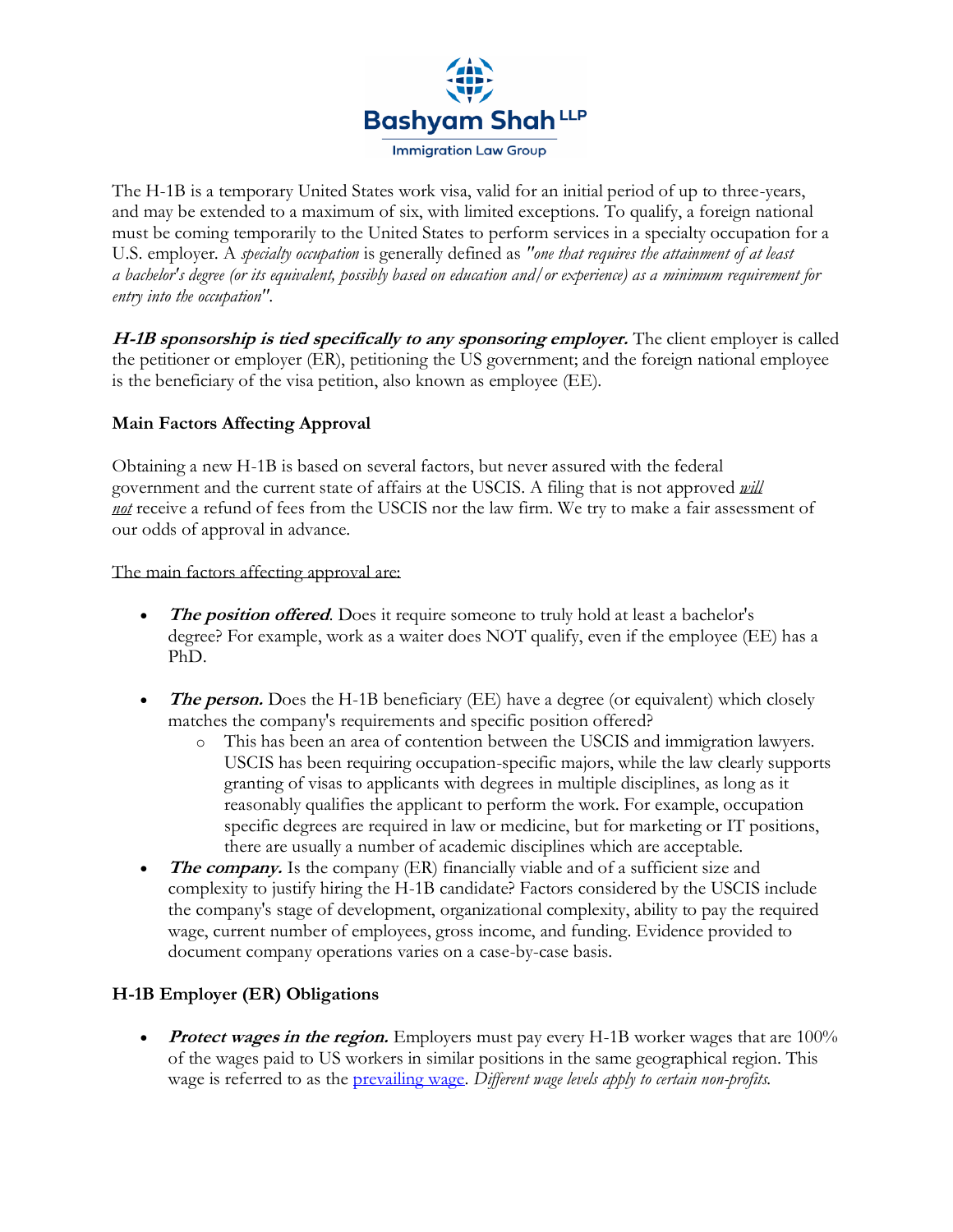Bashyam Shah LLP

Immigration Law Group

The H-1B is a temporary United States work visa, valid for an initial period of up to three-years, and may be extended to a maximum of six, with limited exceptions. To qualify, a foreign national must be coming temporarily to the United States to perform services in a specialty occupation for a U.S. employer. A *specialty occupation* is generally defined as *"one that requires the attainment of at least a bachelor's degree (or its equivalent, possibly based on education and/or experience) as a minimum requirement for entry into the occupation"*.

***H-1B sponsorship is tied specifically to any sponsoring employer.*** The client employer is called the petitioner or employer (ER), petitioning the US government; and the foreign national employee is the beneficiary of the visa petition, also known as employee (EE).

**Main Factors Affecting Approval**

Obtaining a new H-1B is based on several factors, but never assured with the federal government and the current state of affairs at the USCIS. A filing that is not approved ***will not*** receive a refund of fees from the USCIS nor the law firm. We try to make a fair assessment of our odds of approval in advance.

The main factors affecting approval are:

- ***The position offered***. Does it require someone to truly hold at least a bachelor's degree? For example, work as a waiter does NOT qualify, even if the employee (EE) has a PhD.
- ***The person.*** Does the H-1B beneficiary (EE) have a degree (or equivalent) which closely matches the company's requirements and specific position offered?
  - This has been an area of contention between the USCIS and immigration lawyers. USCIS has been requiring occupation-specific majors, while the law clearly supports granting of visas to applicants with degrees in multiple disciplines, as long as it reasonably qualifies the applicant to perform the work. For example, occupation specific degrees are required in law or medicine, but for marketing or IT positions, there are usually a number of academic disciplines which are acceptable.
- ***The company.*** Is the company (ER) financially viable and of a sufficient size and complexity to justify hiring the H-1B candidate? Factors considered by the USCIS include the company's stage of development, organizational complexity, ability to pay the required wage, current number of employees, gross income, and funding. Evidence provided to document company operations varies on a case-by-case basis.

**H-1B Employer (ER) Obligations**

- ***Protect wages in the region.*** Employers must pay every H-1B worker wages that are 100% of the wages paid to US workers in similar positions in the same geographical region. This wage is referred to as the prevailing wage. *Different wage levels apply to certain non-profits.*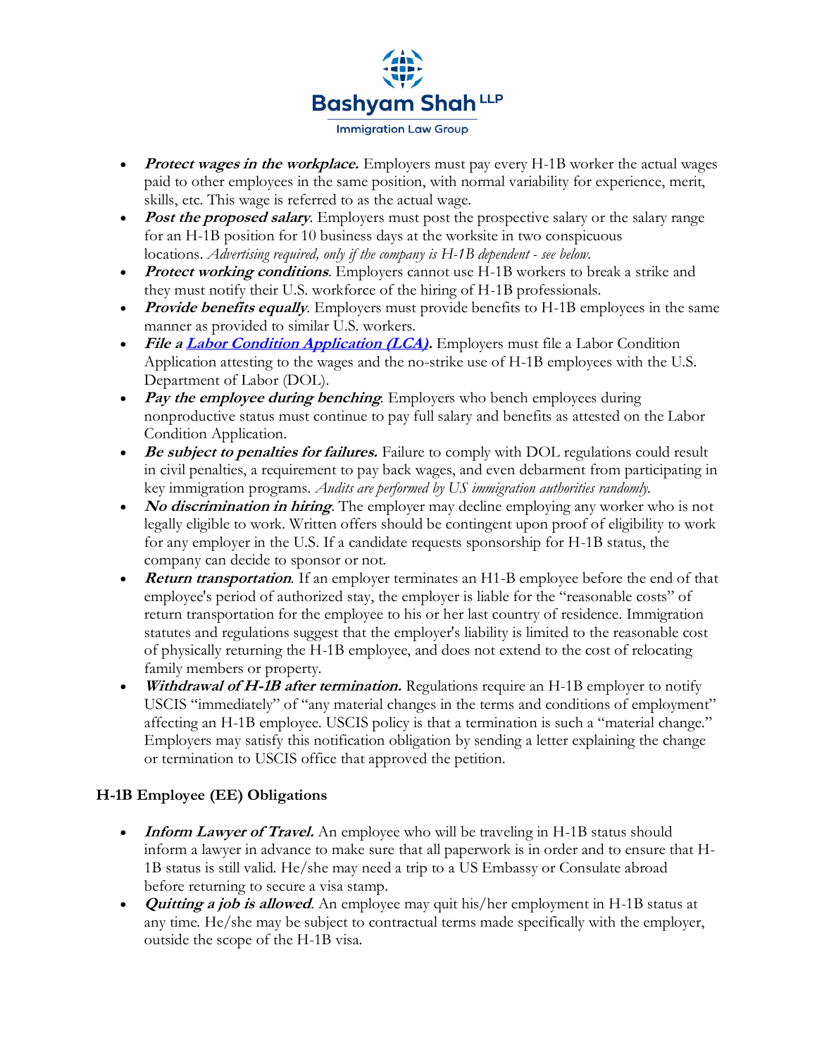- ***Protect wages in the workplace.*** Employers must pay every H-1B worker the actual wages paid to other employees in the same position, with normal variability for experience, merit, skills, etc. This wage is referred to as the actual wage.
- ***Post the proposed salary***. Employers must post the prospective salary or the salary range for an H-1B position for 10 business days at the worksite in two conspicuous locations. *Advertising required, only if the company is H-1B dependent - see below.*
- ***Protect working conditions***. Employers cannot use H-1B workers to break a strike and they must notify their U.S. workforce of the hiring of H-1B professionals.
- ***Provide benefits equally***. Employers must provide benefits to H-1B employees in the same manner as provided to similar U.S. workers.
- ***File a [Labor Condition Application (LCA)](#).*** Employers must file a Labor Condition Application attesting to the wages and the no-strike use of H-1B employees with the U.S. Department of Labor (DOL).
- ***Pay the employee during benching***. Employers who bench employees during nonproductive status must continue to pay full salary and benefits as attested on the Labor Condition Application.
- ***Be subject to penalties for failures.*** Failure to comply with DOL regulations could result in civil penalties, a requirement to pay back wages, and even debarment from participating in key immigration programs. *Audits are performed by US immigration authorities randomly.*
- ***No discrimination in hiring***. The employer may decline employing any worker who is not legally eligible to work. Written offers should be contingent upon proof of eligibility to work for any employer in the U.S. If a candidate requests sponsorship for H-1B status, the company can decide to sponsor or not.
- ***Return transportation***. If an employer terminates an H1-B employee before the end of that employee's period of authorized stay, the employer is liable for the "reasonable costs" of return transportation for the employee to his or her last country of residence. Immigration statutes and regulations suggest that the employer's liability is limited to the reasonable cost of physically returning the H-1B employee, and does not extend to the cost of relocating family members or property.
- ***Withdrawal of H-1B after termination.*** Regulations require an H-1B employer to notify USCIS "immediately" of "any material changes in the terms and conditions of employment" affecting an H-1B employee. USCIS policy is that a termination is such a "material change." Employers may satisfy this notification obligation by sending a letter explaining the change or termination to USCIS office that approved the petition.

### H-1B Employee (EE) Obligations

- ***Inform Lawyer of Travel.*** An employee who will be traveling in H-1B status should inform a lawyer in advance to make sure that all paperwork is in order and to ensure that H-1B status is still valid. He/she may need a trip to a US Embassy or Consulate abroad before returning to secure a visa stamp.
- ***Quitting a job is allowed***. An employee may quit his/her employment in H-1B status at any time. He/she may be subject to contractual terms made specifically with the employer, outside the scope of the H-1B visa.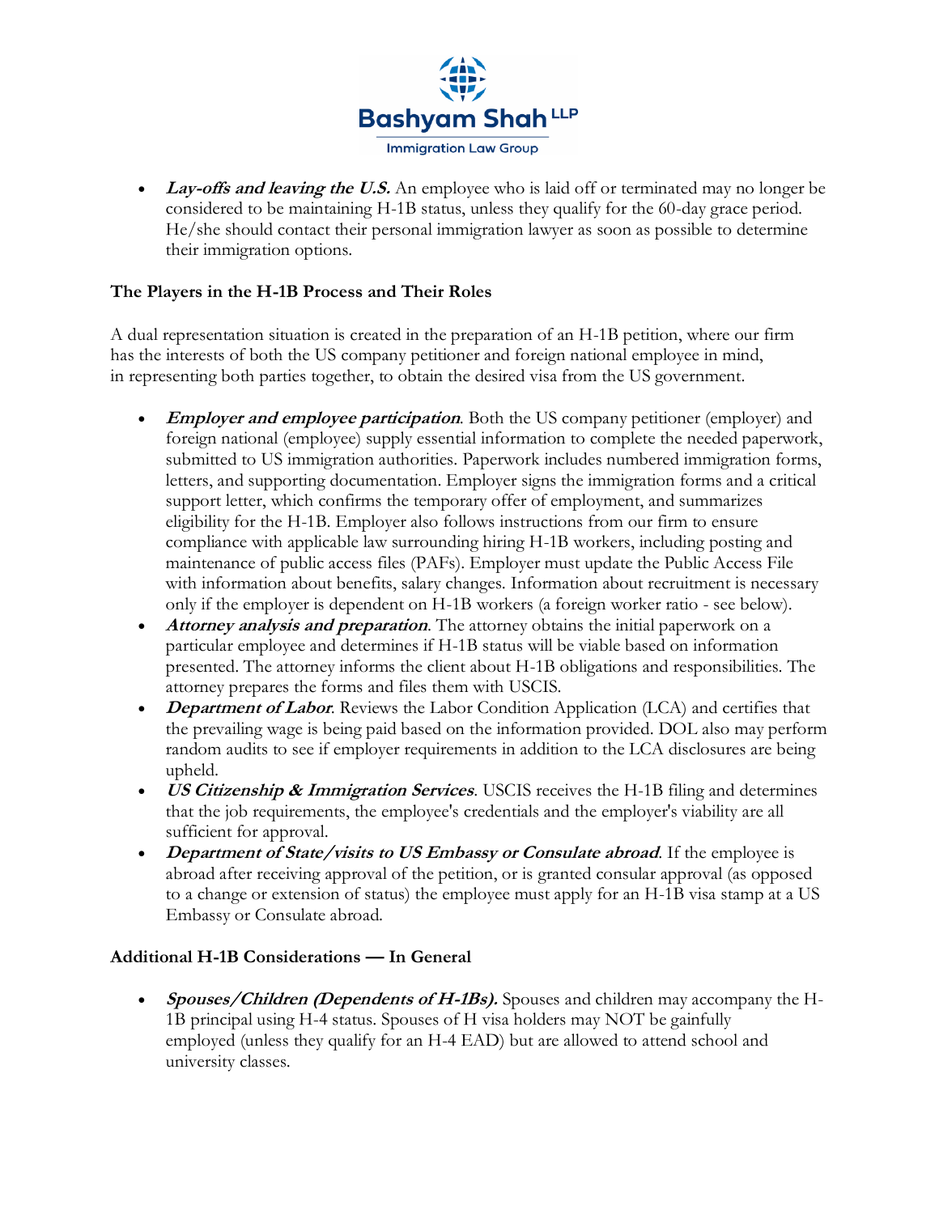- ***Lay-offs and leaving the U.S.*** An employee who is laid off or terminated may no longer be considered to be maintaining H-1B status, unless they qualify for the 60-day grace period. He/she should contact their personal immigration lawyer as soon as possible to determine their immigration options.

### The Players in the H-1B Process and Their Roles

A dual representation situation is created in the preparation of an H-1B petition, where our firm has the interests of both the US company petitioner and foreign national employee in mind, in representing both parties together, to obtain the desired visa from the US government.

- ***Employer and employee participation***. Both the US company petitioner (employer) and foreign national (employee) supply essential information to complete the needed paperwork, submitted to US immigration authorities. Paperwork includes numbered immigration forms, letters, and supporting documentation. Employer signs the immigration forms and a critical support letter, which confirms the temporary offer of employment, and summarizes eligibility for the H-1B. Employer also follows instructions from our firm to ensure compliance with applicable law surrounding hiring H-1B workers, including posting and maintenance of public access files (PAFs). Employer must update the Public Access File with information about benefits, salary changes. Information about recruitment is necessary only if the employer is dependent on H-1B workers (a foreign worker ratio - see below).
- ***Attorney analysis and preparation***. The attorney obtains the initial paperwork on a particular employee and determines if H-1B status will be viable based on information presented. The attorney informs the client about H-1B obligations and responsibilities. The attorney prepares the forms and files them with USCIS.
- ***Department of Labor***. Reviews the Labor Condition Application (LCA) and certifies that the prevailing wage is being paid based on the information provided. DOL also may perform random audits to see if employer requirements in addition to the LCA disclosures are being upheld.
- ***US Citizenship & Immigration Services***. USCIS receives the H-1B filing and determines that the job requirements, the employee's credentials and the employer's viability are all sufficient for approval.
- ***Department of State/visits to US Embassy or Consulate abroad***. If the employee is abroad after receiving approval of the petition, or is granted consular approval (as opposed to a change or extension of status) the employee must apply for an H-1B visa stamp at a US Embassy or Consulate abroad.

### Additional H-1B Considerations — In General

- ***Spouses/Children (Dependents of H-1Bs).*** Spouses and children may accompany the H-1B principal using H-4 status. Spouses of H visa holders may NOT be gainfully employed (unless they qualify for an H-4 EAD) but are allowed to attend school and university classes.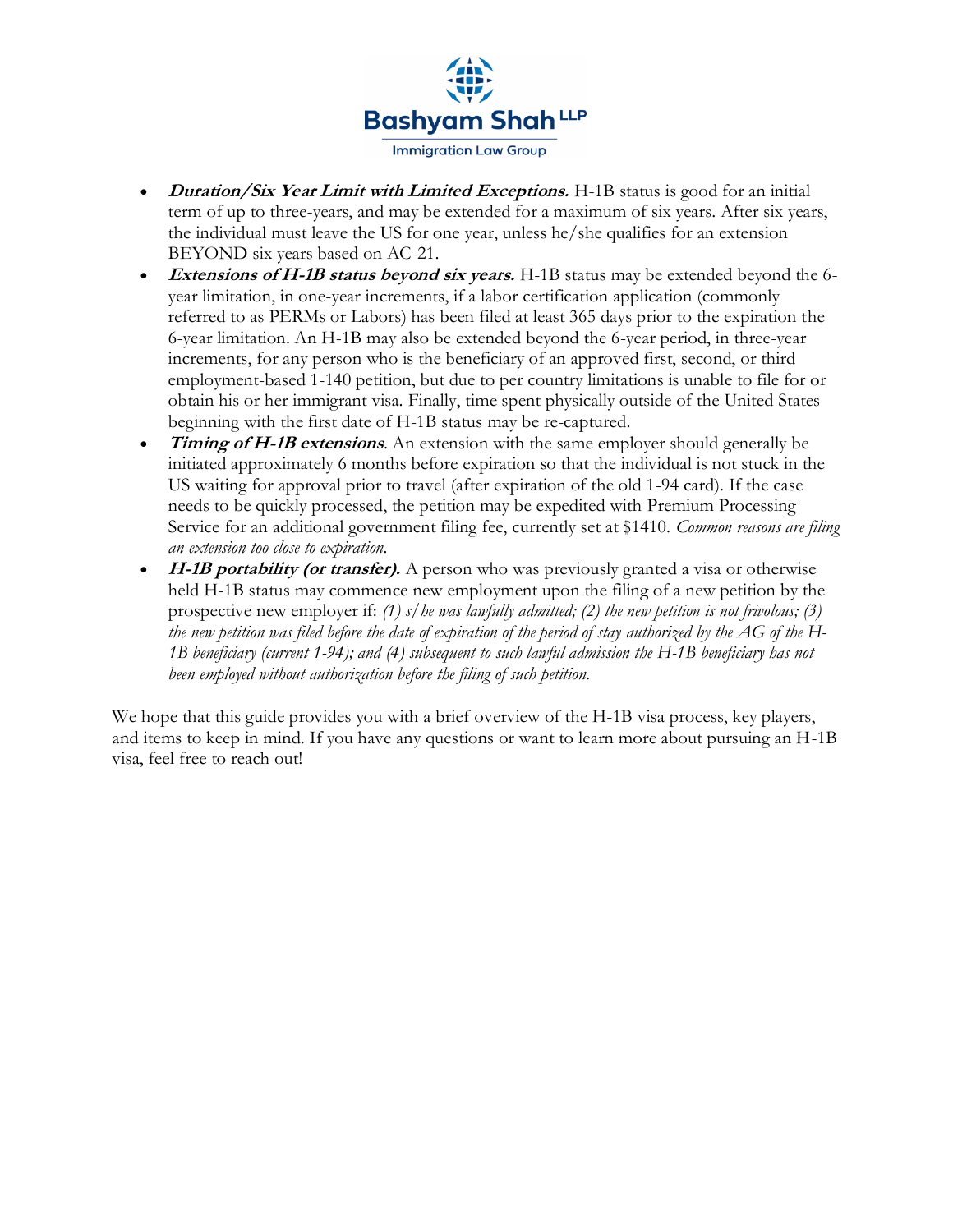- ***Duration/Six Year Limit with Limited Exceptions.*** H-1B status is good for an initial term of up to three-years, and may be extended for a maximum of six years. After six years, the individual must leave the US for one year, unless he/she qualifies for an extension BEYOND six years based on AC-21.
- ***Extensions of H-1B status beyond six years.*** H-1B status may be extended beyond the 6-year limitation, in one-year increments, if a labor certification application (commonly referred to as PERMs or Labors) has been filed at least 365 days prior to the expiration the 6-year limitation. An H-1B may also be extended beyond the 6-year period, in three-year increments, for any person who is the beneficiary of an approved first, second, or third employment-based 1-140 petition, but due to per country limitations is unable to file for or obtain his or her immigrant visa. Finally, time spent physically outside of the United States beginning with the first date of H-1B status may be re-captured.
- ***Timing of H-1B extensions***. An extension with the same employer should generally be initiated approximately 6 months before expiration so that the individual is not stuck in the US waiting for approval prior to travel (after expiration of the old 1-94 card). If the case needs to be quickly processed, the petition may be expedited with Premium Processing Service for an additional government filing fee, currently set at $1410. *Common reasons are filing an extension too close to expiration.*
- ***H-1B portability (or transfer).*** A person who was previously granted a visa or otherwise held H-1B status may commence new employment upon the filing of a new petition by the prospective new employer if: *(1) s/he was lawfully admitted; (2) the new petition is not frivolous; (3) the new petition was filed before the date of expiration of the period of stay authorized by the AG of the H-1B beneficiary (current 1-94); and (4) subsequent to such lawful admission the H-1B beneficiary has not been employed without authorization before the filing of such petition.*

We hope that this guide provides you with a brief overview of the H-1B visa process, key players, and items to keep in mind. If you have any questions or want to learn more about pursuing an H-1B visa, feel free to reach out!